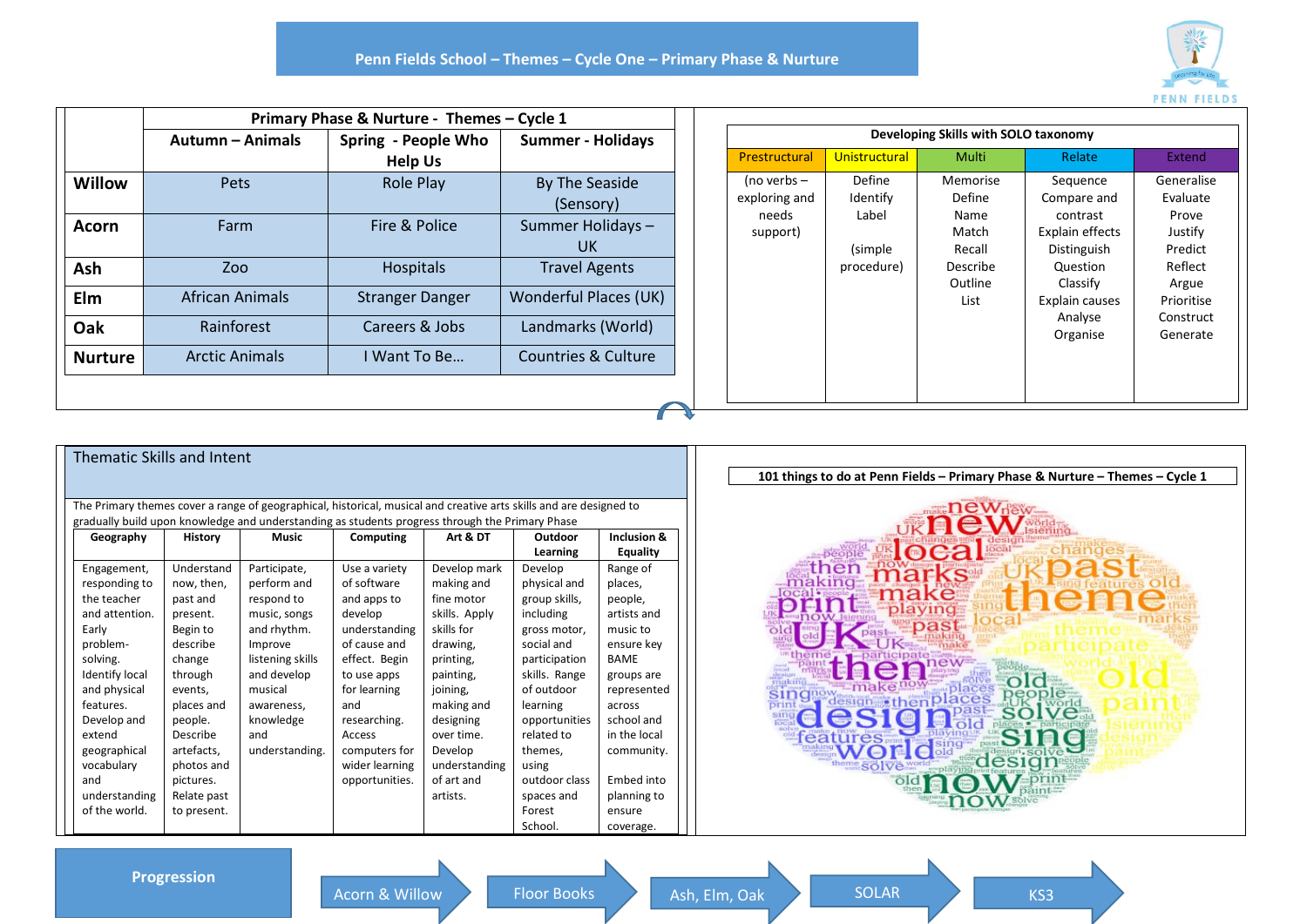# Penn Fields School – Themes – Cycle One – Primary Phase & Nurture

| | Primary Phase & Nurture - Themes – Cycle 1 | | |
|---|---|---|---|
| | **Autumn – Animals** | **Spring - People Who Help Us** | **Summer - Holidays** |
| **Willow** | Pets | Role Play | By The Seaside (Sensory) |
| **Acorn** | Farm | Fire & Police | Summer Holidays – UK |
| **Ash** | Zoo | Hospitals | Travel Agents |
| **Elm** | African Animals | Stranger Danger | Wonderful Places (UK) |
| **Oak** | Rainforest | Careers & Jobs | Landmarks (World) |
| **Nurture** | Arctic Animals | I Want To Be… | Countries & Culture |

**Developing Skills with SOLO taxonomy**

| Prestructural | Unistructural | Multi | Relate | Extend |
|---|---|---|---|---|
| (no verbs – exploring and needs support) | Define<br>Identify<br>Label<br><br>(simple procedure) | Memorise<br>Define<br>Name<br>Match<br>Recall<br>Describe<br>Outline<br>List | Sequence<br>Compare and contrast<br>Explain effects<br>Distinguish<br>Question<br>Classify<br>Explain causes<br>Analyse<br>Organise | Generalise<br>Evaluate<br>Prove<br>Justify<br>Predict<br>Reflect<br>Argue<br>Prioritise<br>Construct<br>Generate |

## Thematic Skills and Intent

The Primary themes cover a range of geographical, historical, musical and creative arts skills and are designed to gradually build upon knowledge and understanding as students progress through the Primary Phase

| Geography | History | Music | Computing | Art & DT | Outdoor Learning | Inclusion & Equality |
|---|---|---|---|---|---|---|
| Engagement, responding to the teacher and attention. Early problem-solving. Identify local and physical features. Develop and extend geographical vocabulary and understanding of the world. | Understand now, then, past and present. Begin to describe change through events, places and people. Describe artefacts, photos and pictures. Relate past to present. | Participate, perform and respond to music, songs and rhythm. Improve listening skills and develop musical awareness, knowledge and understanding. | Use a variety of software and apps to develop understanding of cause and effect. Begin to use apps for learning and researching. Access computers for wider learning opportunities. | Develop mark making and fine motor skills. Apply skills for drawing, printing, painting, joining, making and designing over time. Develop understanding of art and artists. | Develop physical and group skills, including gross motor, social and participation skills. Range of outdoor learning opportunities related to themes, using outdoor class spaces and Forest School. | Range of places, people, artists and music to ensure key BAME groups are represented across school and in the local community.<br><br>Embed into planning to ensure coverage. |

**101 things to do at Penn Fields – Primary Phase & Nurture – Themes – Cycle 1**

**Progression**

Acorn & Willow → Floor Books → Ash, Elm, Oak → SOLAR → KS3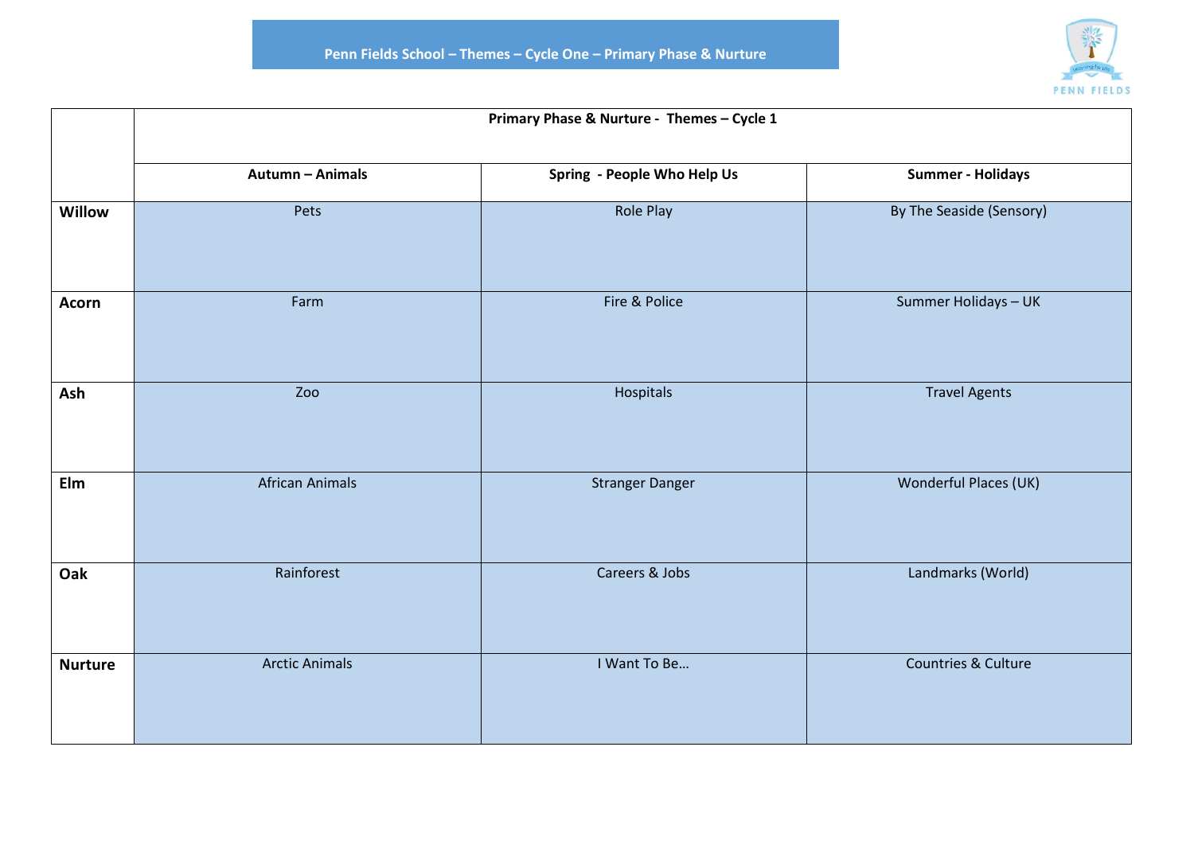# Penn Fields School – Themes – Cycle One – Primary Phase & Nurture

| | Primary Phase & Nurture - Themes – Cycle 1 | | |
|---|---|---|---|
| | **Autumn – Animals** | **Spring - People Who Help Us** | **Summer - Holidays** |
| **Willow** | Pets | Role Play | By The Seaside (Sensory) |
| **Acorn** | Farm | Fire & Police | Summer Holidays – UK |
| **Ash** | Zoo | Hospitals | Travel Agents |
| **Elm** | African Animals | Stranger Danger | Wonderful Places (UK) |
| **Oak** | Rainforest | Careers & Jobs | Landmarks (World) |
| **Nurture** | Arctic Animals | I Want To Be… | Countries & Culture |